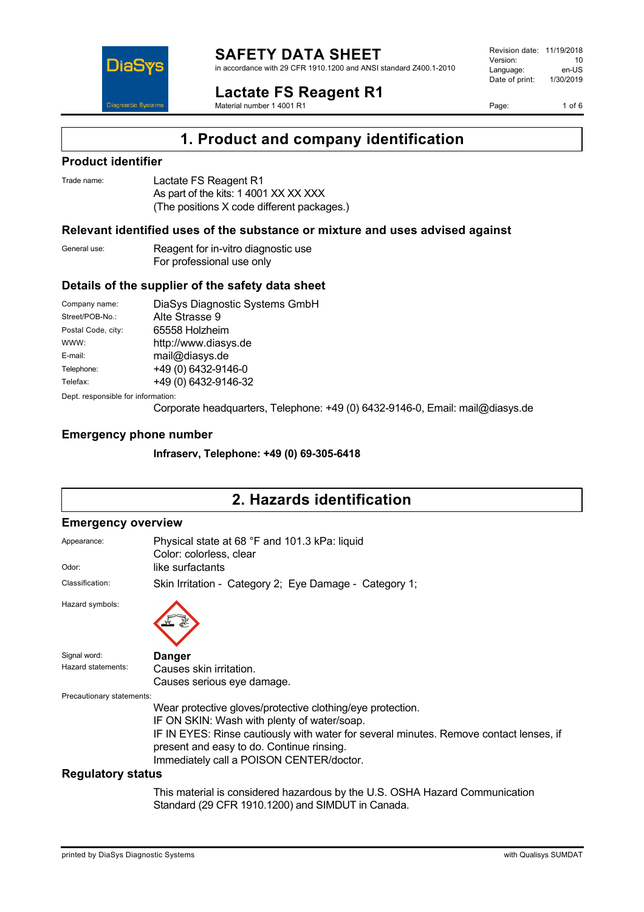# SAFETY DATA SHEET

in accordance with 29 CFR 1910.1200 and ANSI standard Z400.1-2010

Revision date: 11/19/2018
Version: 10
Language: en-US
Date of print: 1/30/2019

# Lactate FS Reagent R1

Material number 1 4001 R1

## 1. Product and company identification

### Product identifier

Trade name: Lactate FS Reagent R1
As part of the kits: 1 4001 XX XX XXX
(The positions X code different packages.)

### Relevant identified uses of the substance or mixture and uses advised against

General use: Reagent for in-vitro diagnostic use
For professional use only

### Details of the supplier of the safety data sheet

Company name: DiaSys Diagnostic Systems GmbH
Street/POB-No.: Alte Strasse 9
Postal Code, city: 65558 Holzheim
WWW: http://www.diasys.de
E-mail: mail@diasys.de
Telephone: +49 (0) 6432-9146-0
Telefax: +49 (0) 6432-9146-32

Dept. responsible for information:
Corporate headquarters, Telephone: +49 (0) 6432-9146-0, Email: mail@diasys.de

### Emergency phone number

**Infraserv, Telephone: +49 (0) 69-305-6418**

## 2. Hazards identification

### Emergency overview

Appearance: Physical state at 68 °F and 101.3 kPa: liquid
Color: colorless, clear

Odor: like surfactants

Classification: Skin Irritation - Category 2; Eye Damage - Category 1;

Hazard symbols:

Signal word: **Danger**

Hazard statements: Causes skin irritation.
Causes serious eye damage.

Precautionary statements:
Wear protective gloves/protective clothing/eye protection.
IF ON SKIN: Wash with plenty of water/soap.
IF IN EYES: Rinse cautiously with water for several minutes. Remove contact lenses, if present and easy to do. Continue rinsing.
Immediately call a POISON CENTER/doctor.

### Regulatory status

This material is considered hazardous by the U.S. OSHA Hazard Communication Standard (29 CFR 1910.1200) and SIMDUT in Canada.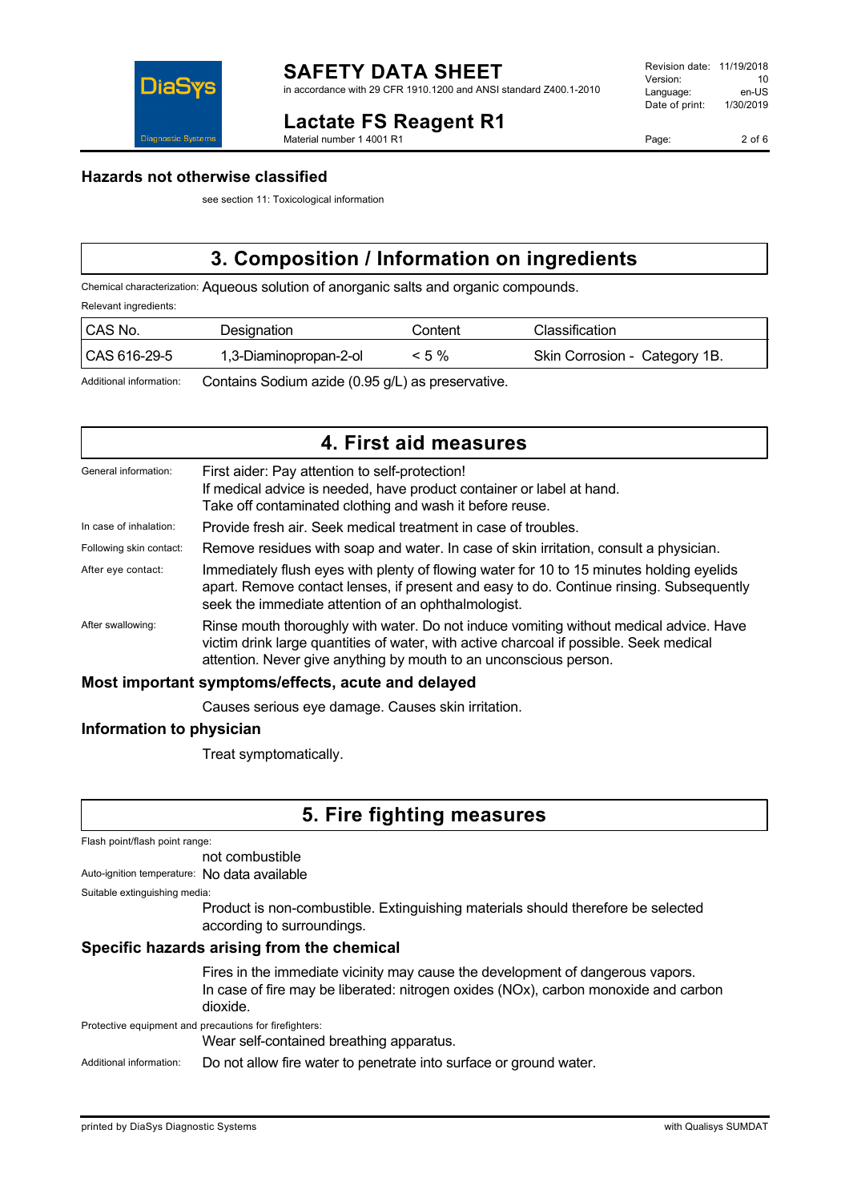### Hazards not otherwise classified

see section 11: Toxicological information

## 3. Composition / Information on ingredients

Chemical characterization: Aqueous solution of anorganic salts and organic compounds.

Relevant ingredients:

| CAS No. | Designation | Content | Classification |
| --- | --- | --- | --- |
| CAS 616-29-5 | 1,3-Diaminopropan-2-ol | < 5 % | Skin Corrosion - Category 1B. |

Additional information: Contains Sodium azide (0.95 g/L) as preservative.

## 4. First aid measures

General information: First aider: Pay attention to self-protection!
If medical advice is needed, have product container or label at hand.
Take off contaminated clothing and wash it before reuse.

In case of inhalation: Provide fresh air. Seek medical treatment in case of troubles.

Following skin contact: Remove residues with soap and water. In case of skin irritation, consult a physician.

After eye contact: Immediately flush eyes with plenty of flowing water for 10 to 15 minutes holding eyelids apart. Remove contact lenses, if present and easy to do. Continue rinsing. Subsequently seek the immediate attention of an ophthalmologist.

After swallowing: Rinse mouth thoroughly with water. Do not induce vomiting without medical advice. Have victim drink large quantities of water, with active charcoal if possible. Seek medical attention. Never give anything by mouth to an unconscious person.

### Most important symptoms/effects, acute and delayed

Causes serious eye damage. Causes skin irritation.

### Information to physician

Treat symptomatically.

## 5. Fire fighting measures

Flash point/flash point range:
not combustible

Auto-ignition temperature: No data available

Suitable extinguishing media:
Product is non-combustible. Extinguishing materials should therefore be selected according to surroundings.

### Specific hazards arising from the chemical

Fires in the immediate vicinity may cause the development of dangerous vapors.
In case of fire may be liberated: nitrogen oxides (NOx), carbon monoxide and carbon dioxide.

Protective equipment and precautions for firefighters:
Wear self-contained breathing apparatus.

Additional information: Do not allow fire water to penetrate into surface or ground water.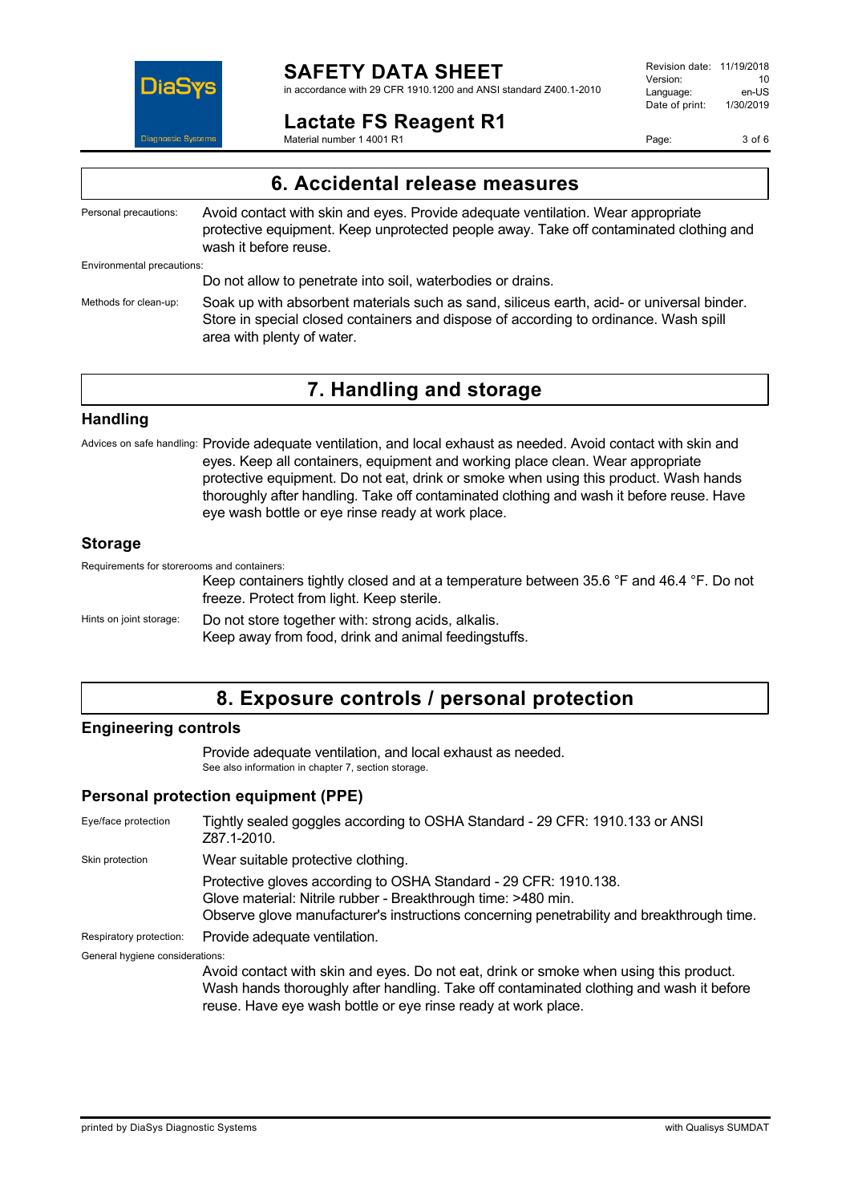## 6. Accidental release measures

Personal precautions: Avoid contact with skin and eyes. Provide adequate ventilation. Wear appropriate protective equipment. Keep unprotected people away. Take off contaminated clothing and wash it before reuse.

Environmental precautions:

Do not allow to penetrate into soil, waterbodies or drains.

Methods for clean-up: Soak up with absorbent materials such as sand, siliceus earth, acid- or universal binder. Store in special closed containers and dispose of according to ordinance. Wash spill area with plenty of water.

## 7. Handling and storage

### Handling

Advices on safe handling: Provide adequate ventilation, and local exhaust as needed. Avoid contact with skin and eyes. Keep all containers, equipment and working place clean. Wear appropriate protective equipment. Do not eat, drink or smoke when using this product. Wash hands thoroughly after handling. Take off contaminated clothing and wash it before reuse. Have eye wash bottle or eye rinse ready at work place.

### Storage

Requirements for storerooms and containers:

Keep containers tightly closed and at a temperature between 35.6 °F and 46.4 °F. Do not freeze. Protect from light. Keep sterile.

Hints on joint storage: Do not store together with: strong acids, alkalis.
Keep away from food, drink and animal feedingstuffs.

## 8. Exposure controls / personal protection

### Engineering controls

Provide adequate ventilation, and local exhaust as needed.
See also information in chapter 7, section storage.

### Personal protection equipment (PPE)

Eye/face protection: Tightly sealed goggles according to OSHA Standard - 29 CFR: 1910.133 or ANSI Z87.1-2010.

Skin protection: Wear suitable protective clothing.

Protective gloves according to OSHA Standard - 29 CFR: 1910.138.
Glove material: Nitrile rubber - Breakthrough time: >480 min.
Observe glove manufacturer's instructions concerning penetrability and breakthrough time.

Respiratory protection: Provide adequate ventilation.

General hygiene considerations:

Avoid contact with skin and eyes. Do not eat, drink or smoke when using this product. Wash hands thoroughly after handling. Take off contaminated clothing and wash it before reuse. Have eye wash bottle or eye rinse ready at work place.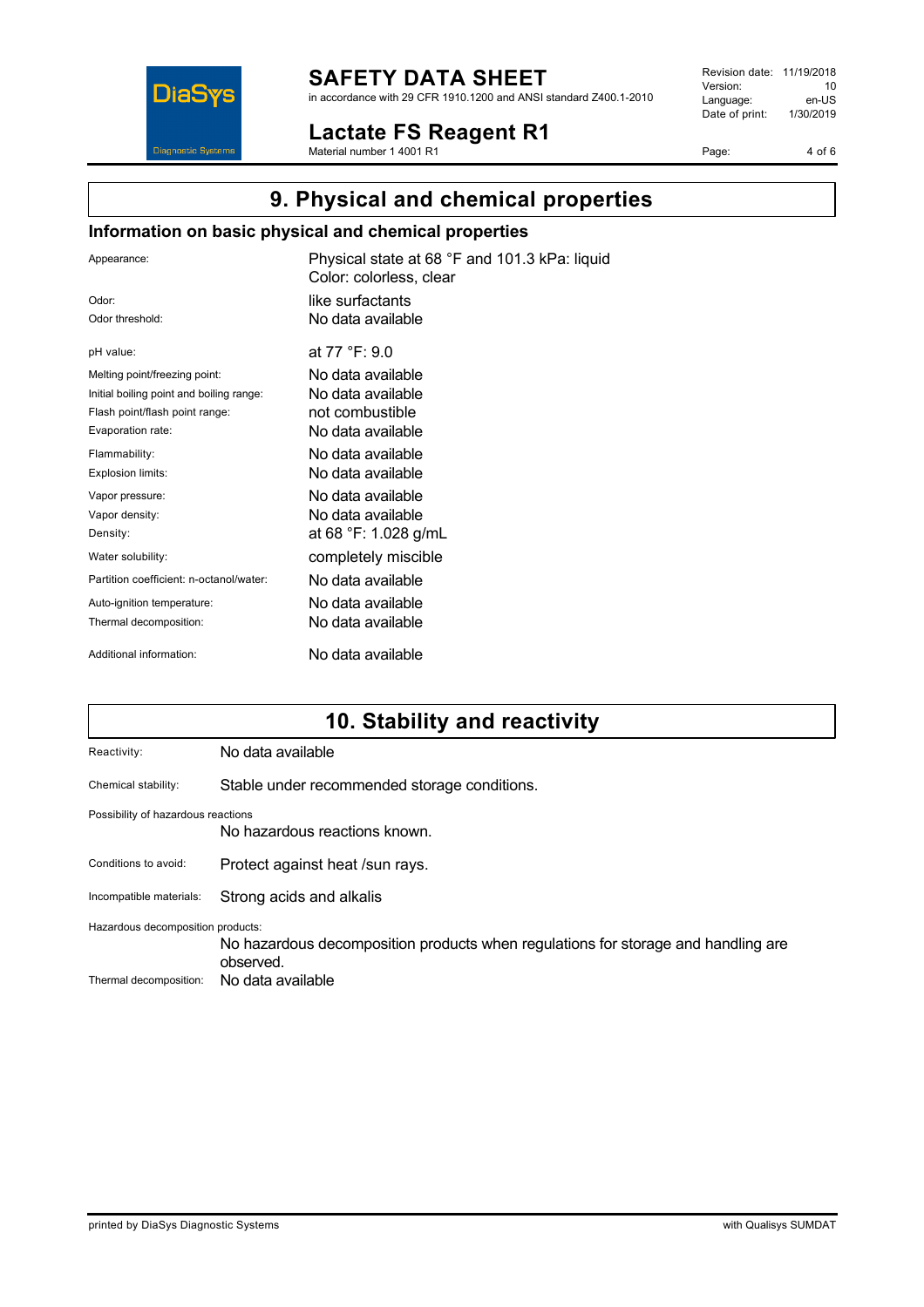## 9. Physical and chemical properties

### Information on basic physical and chemical properties

| | |
|---|---|
| Appearance: | Physical state at 68 °F and 101.3 kPa: liquid<br>Color: colorless, clear |
| Odor: | like surfactants |
| Odor threshold: | No data available |
| pH value: | at 77 °F: 9.0 |
| Melting point/freezing point: | No data available |
| Initial boiling point and boiling range: | No data available |
| Flash point/flash point range: | not combustible |
| Evaporation rate: | No data available |
| Flammability: | No data available |
| Explosion limits: | No data available |
| Vapor pressure: | No data available |
| Vapor density: | No data available |
| Density: | at 68 °F: 1.028 g/mL |
| Water solubility: | completely miscible |
| Partition coefficient: n-octanol/water: | No data available |
| Auto-ignition temperature: | No data available |
| Thermal decomposition: | No data available |
| Additional information: | No data available |

## 10. Stability and reactivity

Reactivity: No data available

Chemical stability: Stable under recommended storage conditions.

Possibility of hazardous reactions

No hazardous reactions known.

Conditions to avoid: Protect against heat /sun rays.

Incompatible materials: Strong acids and alkalis

Hazardous decomposition products:

No hazardous decomposition products when regulations for storage and handling are observed.

Thermal decomposition: No data available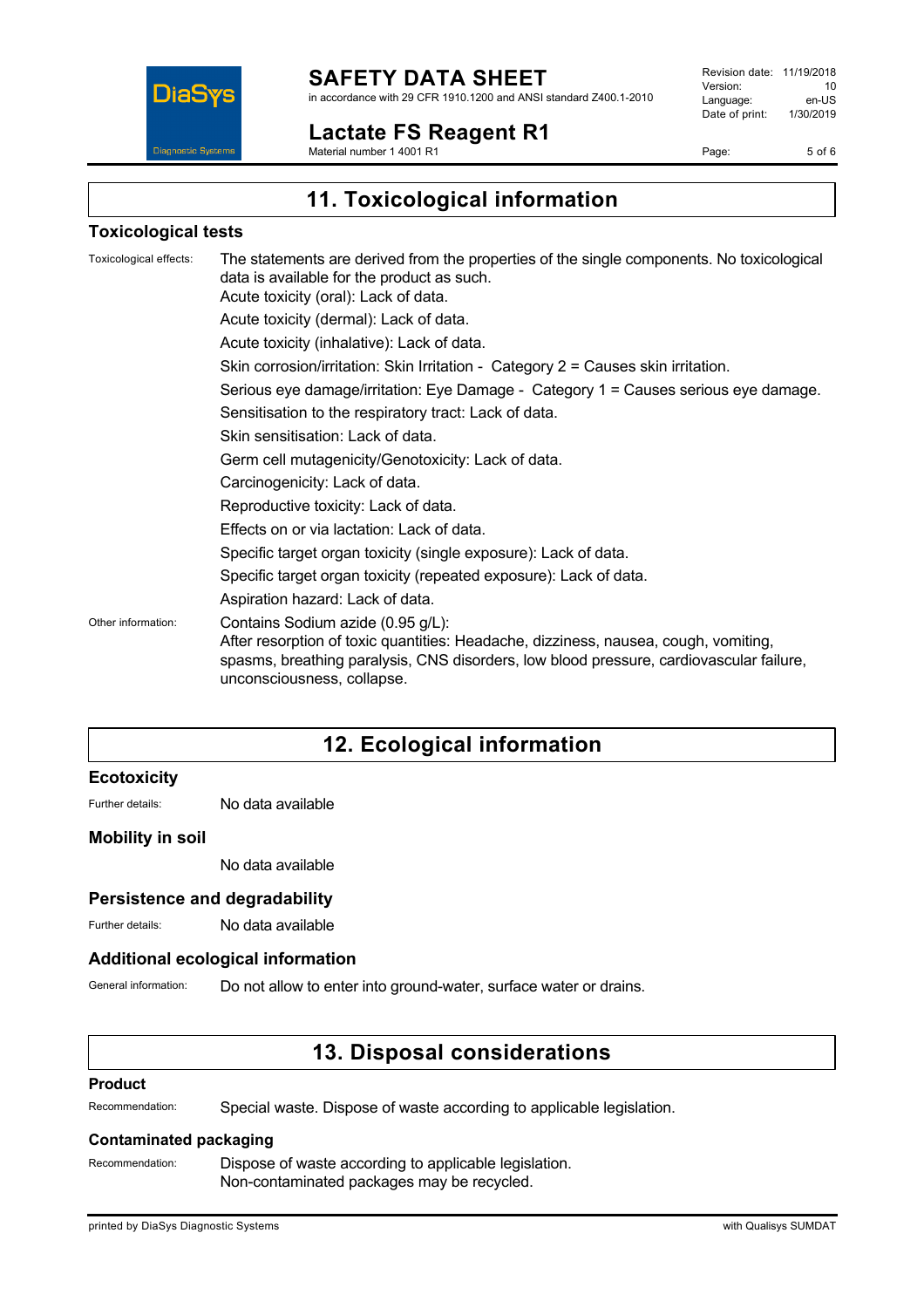## 11. Toxicological information

### Toxicological tests

Toxicological effects: The statements are derived from the properties of the single components. No toxicological data is available for the product as such.

Acute toxicity (oral): Lack of data.

Acute toxicity (dermal): Lack of data.

Acute toxicity (inhalative): Lack of data.

Skin corrosion/irritation: Skin Irritation - Category 2 = Causes skin irritation.

Serious eye damage/irritation: Eye Damage - Category 1 = Causes serious eye damage.

Sensitisation to the respiratory tract: Lack of data.

Skin sensitisation: Lack of data.

Germ cell mutagenicity/Genotoxicity: Lack of data.

Carcinogenicity: Lack of data.

Reproductive toxicity: Lack of data.

Effects on or via lactation: Lack of data.

Specific target organ toxicity (single exposure): Lack of data.

Specific target organ toxicity (repeated exposure): Lack of data.

Aspiration hazard: Lack of data.

Other information: Contains Sodium azide (0.95 g/L):
After resorption of toxic quantities: Headache, dizziness, nausea, cough, vomiting, spasms, breathing paralysis, CNS disorders, low blood pressure, cardiovascular failure, unconsciousness, collapse.

## 12. Ecological information

### Ecotoxicity

Further details: No data available

### Mobility in soil

No data available

### Persistence and degradability

Further details: No data available

### Additional ecological information

General information: Do not allow to enter into ground-water, surface water or drains.

## 13. Disposal considerations

### Product

Recommendation: Special waste. Dispose of waste according to applicable legislation.

### Contaminated packaging

Recommendation: Dispose of waste according to applicable legislation.
Non-contaminated packages may be recycled.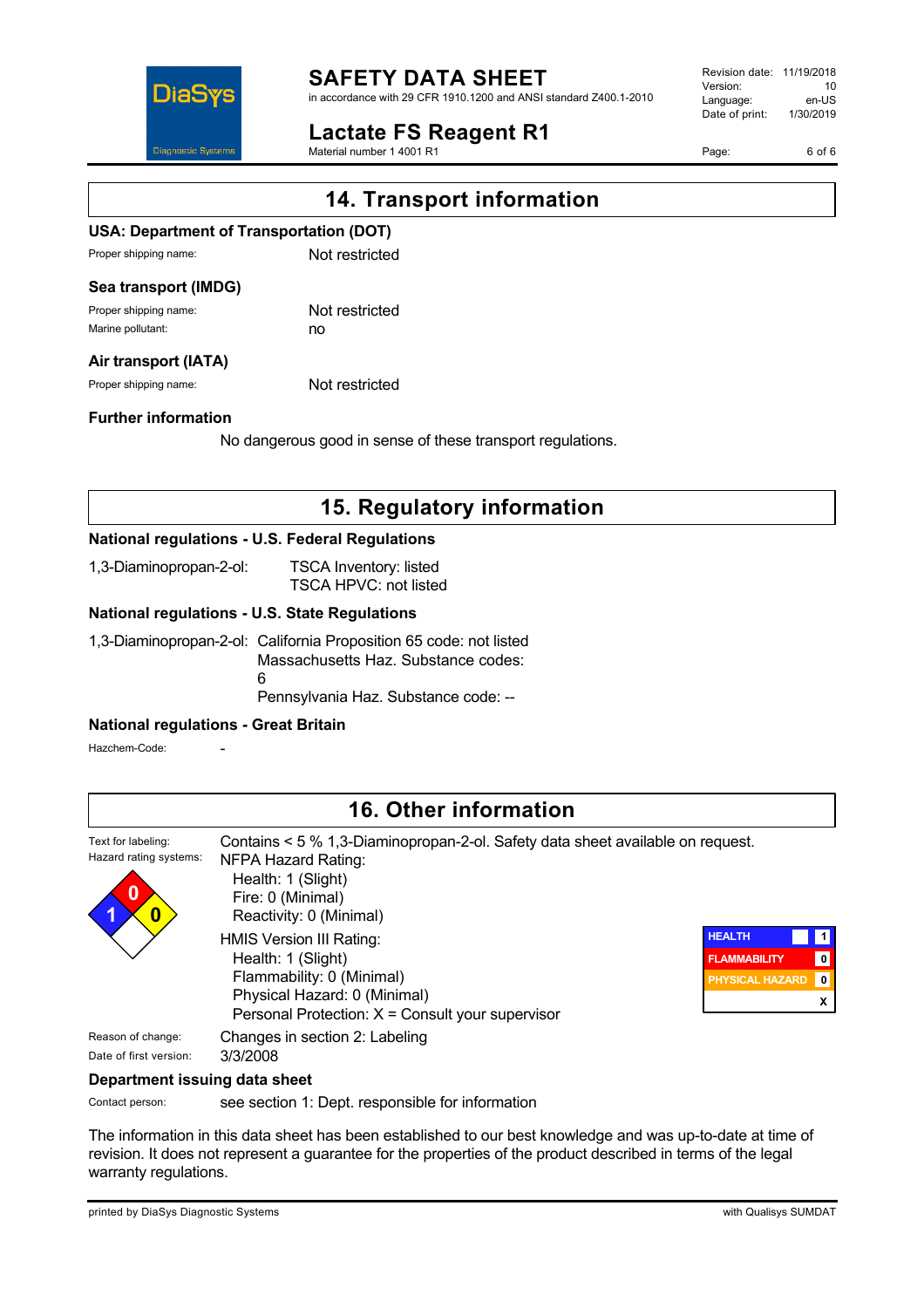## 14. Transport information

### USA: Department of Transportation (DOT)

Proper shipping name: Not restricted

### Sea transport (IMDG)

Proper shipping name: Not restricted

Marine pollutant: no

### Air transport (IATA)

Proper shipping name: Not restricted

### Further information

No dangerous good in sense of these transport regulations.

## 15. Regulatory information

### National regulations - U.S. Federal Regulations

1,3-Diaminopropan-2-ol: TSCA Inventory: listed
TSCA HPVC: not listed

### National regulations - U.S. State Regulations

1,3-Diaminopropan-2-ol: California Proposition 65 code: not listed
Massachusetts Haz. Substance codes: 6
Pennsylvania Haz. Substance code: --

### National regulations - Great Britain

Hazchem-Code: -

## 16. Other information

Text for labeling: Contains < 5 % 1,3-Diaminopropan-2-ol. Safety data sheet available on request.

Hazard rating systems: NFPA Hazard Rating:

- Health: 1 (Slight)
- Fire: 0 (Minimal)
- Reactivity: 0 (Minimal)

HMIS Version III Rating:

- Health: 1 (Slight)
- Flammability: 0 (Minimal)
- Physical Hazard: 0 (Minimal)
- Personal Protection: X = Consult your supervisor

| | |
|---|---|
| HEALTH | 1 |
| FLAMMABILITY | 0 |
| PHYSICAL HAZARD | 0 |
| | X |

Reason of change: Changes in section 2: Labeling

Date of first version: 3/3/2008

### Department issuing data sheet

Contact person: see section 1: Dept. responsible for information

The information in this data sheet has been established to our best knowledge and was up-to-date at time of revision. It does not represent a guarantee for the properties of the product described in terms of the legal warranty regulations.